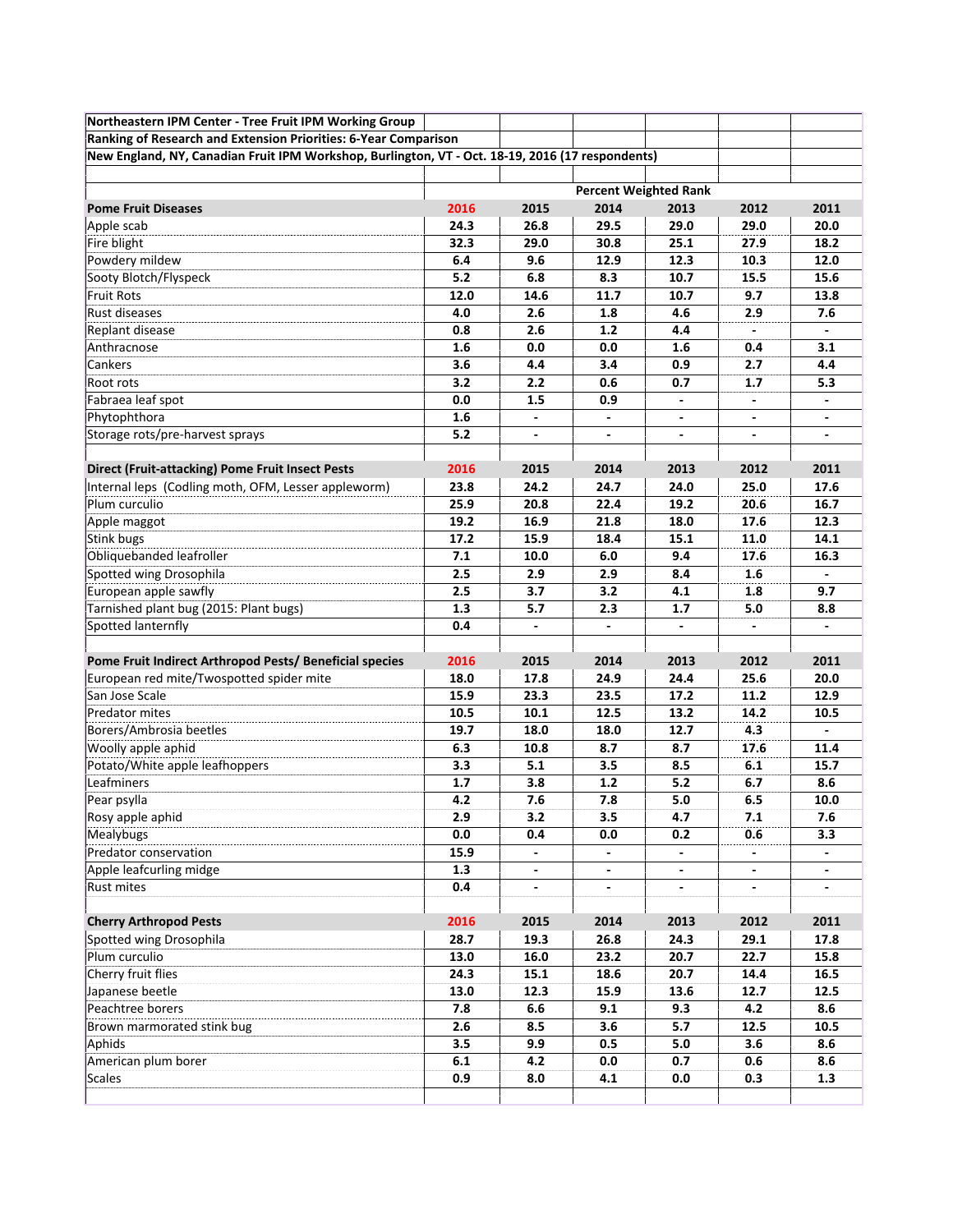**Northeastern IPM Center - Tree Fruit IPM Working Group**

**Ranking of Research and Extension Priorities: 6-Year Comparison**

**New England, NY, Canadian Fruit IPM Workshop, Burlington, VT - Oct. 18-19, 2016 (17 respondents)**

| | Percent Weighted Rank | | | | | |
|---|---|---|---|---|---|---|
| **Pome Fruit Diseases** | **2016** | **2015** | **2014** | **2013** | **2012** | **2011** |
| Apple scab | **24.3** | **26.8** | **29.5** | **29.0** | **29.0** | **20.0** |
| Fire blight | **32.3** | **29.0** | **30.8** | **25.1** | **27.9** | **18.2** |
| Powdery mildew | **6.4** | **9.6** | **12.9** | **12.3** | **10.3** | **12.0** |
| Sooty Blotch/Flyspeck | **5.2** | **6.8** | **8.3** | **10.7** | **15.5** | **15.6** |
| Fruit Rots | **12.0** | **14.6** | **11.7** | **10.7** | **9.7** | **13.8** |
| Rust diseases | **4.0** | **2.6** | **1.8** | **4.6** | **2.9** | **7.6** |
| Replant disease | **0.8** | **2.6** | **1.2** | **4.4** | **-** | **-** |
| Anthracnose | **1.6** | **0.0** | **0.0** | **1.6** | **0.4** | **3.1** |
| Cankers | **3.6** | **4.4** | **3.4** | **0.9** | **2.7** | **4.4** |
| Root rots | **3.2** | **2.2** | **0.6** | **0.7** | **1.7** | **5.3** |
| Fabraea leaf spot | **0.0** | **1.5** | **0.9** | **-** | **-** | **-** |
| Phytophthora | **1.6** | **-** | **-** | **-** | **-** | **-** |
| Storage rots/pre-harvest sprays | **5.2** | **-** | **-** | **-** | **-** | **-** |
| | | | | | | |
| **Direct (Fruit-attacking) Pome Fruit Insect Pests** | **2016** | **2015** | **2014** | **2013** | **2012** | **2011** |
| Internal leps (Codling moth, OFM, Lesser appleworm) | **23.8** | **24.2** | **24.7** | **24.0** | **25.0** | **17.6** |
| Plum curculio | **25.9** | **20.8** | **22.4** | **19.2** | **20.6** | **16.7** |
| Apple maggot | **19.2** | **16.9** | **21.8** | **18.0** | **17.6** | **12.3** |
| Stink bugs | **17.2** | **15.9** | **18.4** | **15.1** | **11.0** | **14.1** |
| Obliquebanded leafroller | **7.1** | **10.0** | **6.0** | **9.4** | **17.6** | **16.3** |
| Spotted wing Drosophila | **2.5** | **2.9** | **2.9** | **8.4** | **1.6** | **-** |
| European apple sawfly | **2.5** | **3.7** | **3.2** | **4.1** | **1.8** | **9.7** |
| Tarnished plant bug (2015: Plant bugs) | **1.3** | **5.7** | **2.3** | **1.7** | **5.0** | **8.8** |
| Spotted lanternfly | **0.4** | **-** | **-** | **-** | **-** | **-** |
| | | | | | | |
| **Pome Fruit Indirect Arthropod Pests/ Beneficial species** | **2016** | **2015** | **2014** | **2013** | **2012** | **2011** |
| European red mite/Twospotted spider mite | **18.0** | **17.8** | **24.9** | **24.4** | **25.6** | **20.0** |
| San Jose Scale | **15.9** | **23.3** | **23.5** | **17.2** | **11.2** | **12.9** |
| Predator mites | **10.5** | **10.1** | **12.5** | **13.2** | **14.2** | **10.5** |
| Borers/Ambrosia beetles | **19.7** | **18.0** | **18.0** | **12.7** | **4.3** | **-** |
| Woolly apple aphid | **6.3** | **10.8** | **8.7** | **8.7** | **17.6** | **11.4** |
| Potato/White apple leafhoppers | **3.3** | **5.1** | **3.5** | **8.5** | **6.1** | **15.7** |
| Leafminers | **1.7** | **3.8** | **1.2** | **5.2** | **6.7** | **8.6** |
| Pear psylla | **4.2** | **7.6** | **7.8** | **5.0** | **6.5** | **10.0** |
| Rosy apple aphid | **2.9** | **3.2** | **3.5** | **4.7** | **7.1** | **7.6** |
| Mealybugs | **0.0** | **0.4** | **0.0** | **0.2** | **0.6** | **3.3** |
| Predator conservation | **15.9** | **-** | **-** | **-** | **-** | **-** |
| Apple leafcurling midge | **1.3** | **-** | **-** | **-** | **-** | **-** |
| Rust mites | **0.4** | **-** | **-** | **-** | **-** | **-** |
| | | | | | | |
| **Cherry Arthropod Pests** | **2016** | **2015** | **2014** | **2013** | **2012** | **2011** |
| Spotted wing Drosophila | **28.7** | **19.3** | **26.8** | **24.3** | **29.1** | **17.8** |
| Plum curculio | **13.0** | **16.0** | **23.2** | **20.7** | **22.7** | **15.8** |
| Cherry fruit flies | **24.3** | **15.1** | **18.6** | **20.7** | **14.4** | **16.5** |
| Japanese beetle | **13.0** | **12.3** | **15.9** | **13.6** | **12.7** | **12.5** |
| Peachtree borers | **7.8** | **6.6** | **9.1** | **9.3** | **4.2** | **8.6** |
| Brown marmorated stink bug | **2.6** | **8.5** | **3.6** | **5.7** | **12.5** | **10.5** |
| Aphids | **3.5** | **9.9** | **0.5** | **5.0** | **3.6** | **8.6** |
| American plum borer | **6.1** | **4.2** | **0.0** | **0.7** | **0.6** | **8.6** |
| Scales | **0.9** | **8.0** | **4.1** | **0.0** | **0.3** | **1.3** |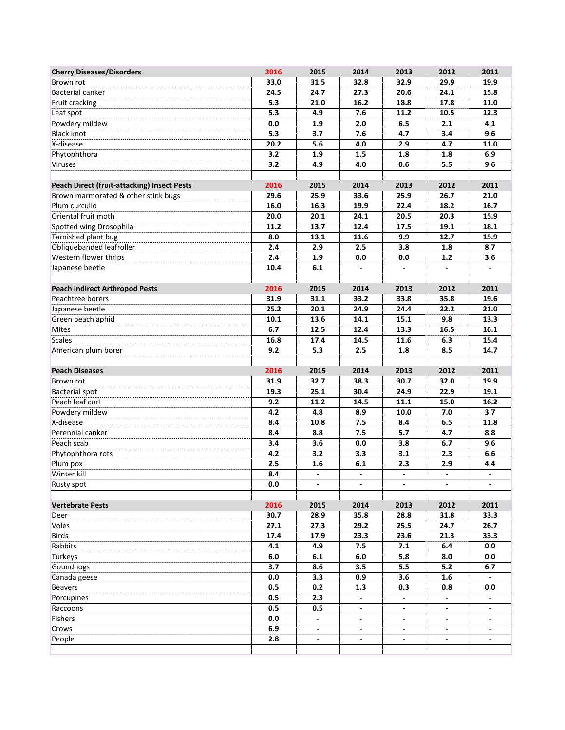| Cherry Diseases/Disorders | 2016 | 2015 | 2014 | 2013 | 2012 | 2011 |
|---|---|---|---|---|---|---|
| Brown rot | 33.0 | 31.5 | 32.8 | 32.9 | 29.9 | 19.9 |
| Bacterial canker | 24.5 | 24.7 | 27.3 | 20.6 | 24.1 | 15.8 |
| Fruit cracking | 5.3 | 21.0 | 16.2 | 18.8 | 17.8 | 11.0 |
| Leaf spot | 5.3 | 4.9 | 7.6 | 11.2 | 10.5 | 12.3 |
| Powdery mildew | 0.0 | 1.9 | 2.0 | 6.5 | 2.1 | 4.1 |
| Black knot | 5.3 | 3.7 | 7.6 | 4.7 | 3.4 | 9.6 |
| X-disease | 20.2 | 5.6 | 4.0 | 2.9 | 4.7 | 11.0 |
| Phytophthora | 3.2 | 1.9 | 1.5 | 1.8 | 1.8 | 6.9 |
| Viruses | 3.2 | 4.9 | 4.0 | 0.6 | 5.5 | 9.6 |

| Peach Direct (fruit-attacking) Insect Pests | 2016 | 2015 | 2014 | 2013 | 2012 | 2011 |
|---|---|---|---|---|---|---|
| Brown marmorated & other stink bugs | 29.6 | 25.9 | 33.6 | 25.9 | 26.7 | 21.0 |
| Plum curculio | 16.0 | 16.3 | 19.9 | 22.4 | 18.2 | 16.7 |
| Oriental fruit moth | 20.0 | 20.1 | 24.1 | 20.5 | 20.3 | 15.9 |
| Spotted wing Drosophila | 11.2 | 13.7 | 12.4 | 17.5 | 19.1 | 18.1 |
| Tarnished plant bug | 8.0 | 13.1 | 11.6 | 9.9 | 12.7 | 15.9 |
| Obliquebanded leafroller | 2.4 | 2.9 | 2.5 | 3.8 | 1.8 | 8.7 |
| Western flower thrips | 2.4 | 1.9 | 0.0 | 0.0 | 1.2 | 3.6 |
| Japanese beetle | 10.4 | 6.1 | - | - | - | - |

| Peach Indirect Arthropod Pests | 2016 | 2015 | 2014 | 2013 | 2012 | 2011 |
|---|---|---|---|---|---|---|
| Peachtree borers | 31.9 | 31.1 | 33.2 | 33.8 | 35.8 | 19.6 |
| Japanese beetle | 25.2 | 20.1 | 24.9 | 24.4 | 22.2 | 21.0 |
| Green peach aphid | 10.1 | 13.6 | 14.1 | 15.1 | 9.8 | 13.3 |
| Mites | 6.7 | 12.5 | 12.4 | 13.3 | 16.5 | 16.1 |
| Scales | 16.8 | 17.4 | 14.5 | 11.6 | 6.3 | 15.4 |
| American plum borer | 9.2 | 5.3 | 2.5 | 1.8 | 8.5 | 14.7 |

| Peach Diseases | 2016 | 2015 | 2014 | 2013 | 2012 | 2011 |
|---|---|---|---|---|---|---|
| Brown rot | 31.9 | 32.7 | 38.3 | 30.7 | 32.0 | 19.9 |
| Bacterial spot | 19.3 | 25.1 | 30.4 | 24.9 | 22.9 | 19.1 |
| Peach leaf curl | 9.2 | 11.2 | 14.5 | 11.1 | 15.0 | 16.2 |
| Powdery mildew | 4.2 | 4.8 | 8.9 | 10.0 | 7.0 | 3.7 |
| X-disease | 8.4 | 10.8 | 7.5 | 8.4 | 6.5 | 11.8 |
| Perennial canker | 8.4 | 8.8 | 7.5 | 5.7 | 4.7 | 8.8 |
| Peach scab | 3.4 | 3.6 | 0.0 | 3.8 | 6.7 | 9.6 |
| Phytophthora rots | 4.2 | 3.2 | 3.3 | 3.1 | 2.3 | 6.6 |
| Plum pox | 2.5 | 1.6 | 6.1 | 2.3 | 2.9 | 4.4 |
| Winter kill | 8.4 | - | - | - | - | - |
| Rusty spot | 0.0 | - | - | - | - | - |

| Vertebrate Pests | 2016 | 2015 | 2014 | 2013 | 2012 | 2011 |
|---|---|---|---|---|---|---|
| Deer | 30.7 | 28.9 | 35.8 | 28.8 | 31.8 | 33.3 |
| Voles | 27.1 | 27.3 | 29.2 | 25.5 | 24.7 | 26.7 |
| Birds | 17.4 | 17.9 | 23.3 | 23.6 | 21.3 | 33.3 |
| Rabbits | 4.1 | 4.9 | 7.5 | 7.1 | 6.4 | 0.0 |
| Turkeys | 6.0 | 6.1 | 6.0 | 5.8 | 8.0 | 0.0 |
| Goundhogs | 3.7 | 8.6 | 3.5 | 5.5 | 5.2 | 6.7 |
| Canada geese | 0.0 | 3.3 | 0.9 | 3.6 | 1.6 | - |
| Beavers | 0.5 | 0.2 | 1.3 | 0.3 | 0.8 | 0.0 |
| Porcupines | 0.5 | 2.3 | - | - | - | - |
| Raccoons | 0.5 | 0.5 | - | - | - | - |
| Fishers | 0.0 | - | - | - | - | - |
| Crows | 6.9 | - | - | - | - | - |
| People | 2.8 | - | - | - | - | - |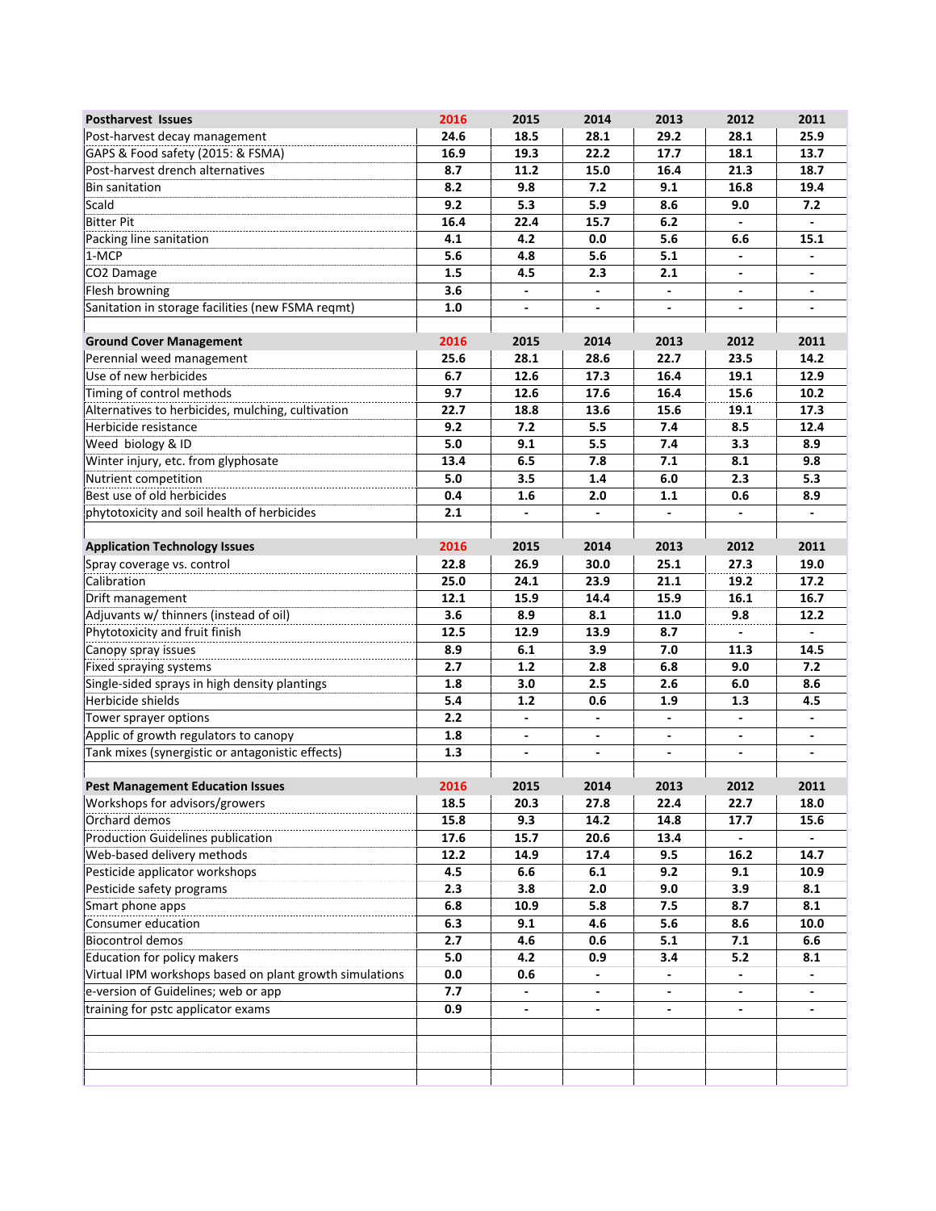| Postharvest Issues | 2016 | 2015 | 2014 | 2013 | 2012 | 2011 |
|---|---|---|---|---|---|---|
| Post-harvest decay management | 24.6 | 18.5 | 28.1 | 29.2 | 28.1 | 25.9 |
| GAPS & Food safety (2015: & FSMA) | 16.9 | 19.3 | 22.2 | 17.7 | 18.1 | 13.7 |
| Post-harvest drench alternatives | 8.7 | 11.2 | 15.0 | 16.4 | 21.3 | 18.7 |
| Bin sanitation | 8.2 | 9.8 | 7.2 | 9.1 | 16.8 | 19.4 |
| Scald | 9.2 | 5.3 | 5.9 | 8.6 | 9.0 | 7.2 |
| Bitter Pit | 16.4 | 22.4 | 15.7 | 6.2 | - | - |
| Packing line sanitation | 4.1 | 4.2 | 0.0 | 5.6 | 6.6 | 15.1 |
| 1-MCP | 5.6 | 4.8 | 5.6 | 5.1 | - | - |
| CO2 Damage | 1.5 | 4.5 | 2.3 | 2.1 | - | - |
| Flesh browning | 3.6 | - | - | - | - | - |
| Sanitation in storage facilities (new FSMA reqmt) | 1.0 | - | - | - | - | - |

| Ground Cover Management | 2016 | 2015 | 2014 | 2013 | 2012 | 2011 |
|---|---|---|---|---|---|---|
| Perennial weed management | 25.6 | 28.1 | 28.6 | 22.7 | 23.5 | 14.2 |
| Use of new herbicides | 6.7 | 12.6 | 17.3 | 16.4 | 19.1 | 12.9 |
| Timing of control methods | 9.7 | 12.6 | 17.6 | 16.4 | 15.6 | 10.2 |
| Alternatives to herbicides, mulching, cultivation | 22.7 | 18.8 | 13.6 | 15.6 | 19.1 | 17.3 |
| Herbicide resistance | 9.2 | 7.2 | 5.5 | 7.4 | 8.5 | 12.4 |
| Weed biology & ID | 5.0 | 9.1 | 5.5 | 7.4 | 3.3 | 8.9 |
| Winter injury, etc. from glyphosate | 13.4 | 6.5 | 7.8 | 7.1 | 8.1 | 9.8 |
| Nutrient competition | 5.0 | 3.5 | 1.4 | 6.0 | 2.3 | 5.3 |
| Best use of old herbicides | 0.4 | 1.6 | 2.0 | 1.1 | 0.6 | 8.9 |
| phytotoxicity and soil health of herbicides | 2.1 | - | - | - | - | - |

| Application Technology Issues | 2016 | 2015 | 2014 | 2013 | 2012 | 2011 |
|---|---|---|---|---|---|---|
| Spray coverage vs. control | 22.8 | 26.9 | 30.0 | 25.1 | 27.3 | 19.0 |
| Calibration | 25.0 | 24.1 | 23.9 | 21.1 | 19.2 | 17.2 |
| Drift management | 12.1 | 15.9 | 14.4 | 15.9 | 16.1 | 16.7 |
| Adjuvants w/ thinners (instead of oil) | 3.6 | 8.9 | 8.1 | 11.0 | 9.8 | 12.2 |
| Phytotoxicity and fruit finish | 12.5 | 12.9 | 13.9 | 8.7 | - | - |
| Canopy spray issues | 8.9 | 6.1 | 3.9 | 7.0 | 11.3 | 14.5 |
| Fixed spraying systems | 2.7 | 1.2 | 2.8 | 6.8 | 9.0 | 7.2 |
| Single-sided sprays in high density plantings | 1.8 | 3.0 | 2.5 | 2.6 | 6.0 | 8.6 |
| Herbicide shields | 5.4 | 1.2 | 0.6 | 1.9 | 1.3 | 4.5 |
| Tower sprayer options | 2.2 | - | - | - | - | - |
| Applic of growth regulators to canopy | 1.8 | - | - | - | - | - |
| Tank mixes (synergistic or antagonistic effects) | 1.3 | - | - | - | - | - |

| Pest Management Education Issues | 2016 | 2015 | 2014 | 2013 | 2012 | 2011 |
|---|---|---|---|---|---|---|
| Workshops for advisors/growers | 18.5 | 20.3 | 27.8 | 22.4 | 22.7 | 18.0 |
| Orchard demos | 15.8 | 9.3 | 14.2 | 14.8 | 17.7 | 15.6 |
| Production Guidelines publication | 17.6 | 15.7 | 20.6 | 13.4 | - | - |
| Web-based delivery methods | 12.2 | 14.9 | 17.4 | 9.5 | 16.2 | 14.7 |
| Pesticide applicator workshops | 4.5 | 6.6 | 6.1 | 9.2 | 9.1 | 10.9 |
| Pesticide safety programs | 2.3 | 3.8 | 2.0 | 9.0 | 3.9 | 8.1 |
| Smart phone apps | 6.8 | 10.9 | 5.8 | 7.5 | 8.7 | 8.1 |
| Consumer education | 6.3 | 9.1 | 4.6 | 5.6 | 8.6 | 10.0 |
| Biocontrol demos | 2.7 | 4.6 | 0.6 | 5.1 | 7.1 | 6.6 |
| Education for policy makers | 5.0 | 4.2 | 0.9 | 3.4 | 5.2 | 8.1 |
| Virtual IPM workshops based on plant growth simulations | 0.0 | 0.6 | - | - | - | - |
| e-version of Guidelines; web or app | 7.7 | - | - | - | - | - |
| training for pstc applicator exams | 0.9 | - | - | - | - | - |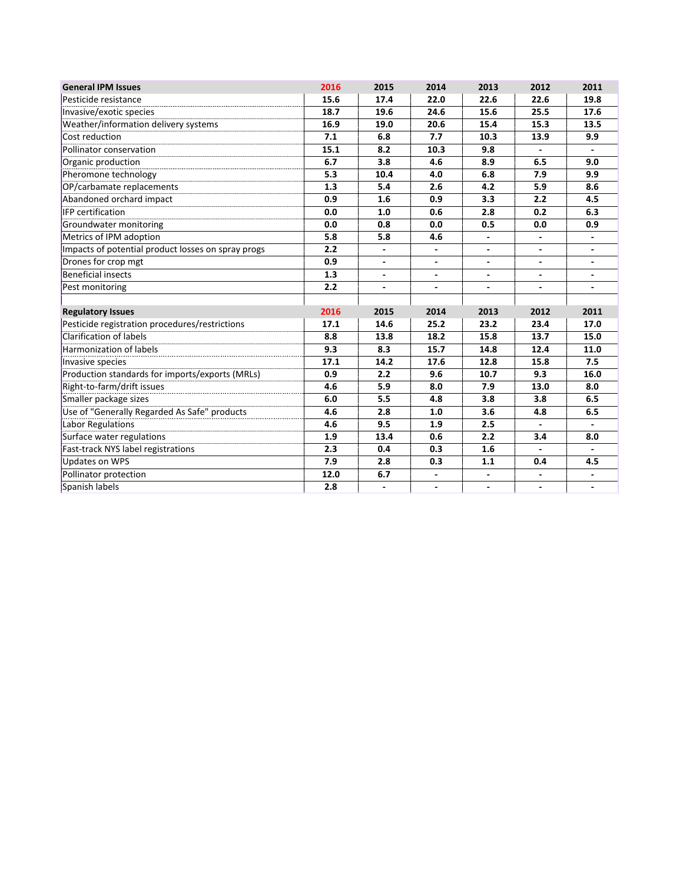| General IPM Issues | 2016 | 2015 | 2014 | 2013 | 2012 | 2011 |
|---|---|---|---|---|---|---|
| Pesticide resistance | 15.6 | 17.4 | 22.0 | 22.6 | 22.6 | 19.8 |
| Invasive/exotic species | 18.7 | 19.6 | 24.6 | 15.6 | 25.5 | 17.6 |
| Weather/information delivery systems | 16.9 | 19.0 | 20.6 | 15.4 | 15.3 | 13.5 |
| Cost reduction | 7.1 | 6.8 | 7.7 | 10.3 | 13.9 | 9.9 |
| Pollinator conservation | 15.1 | 8.2 | 10.3 | 9.8 | - | - |
| Organic production | 6.7 | 3.8 | 4.6 | 8.9 | 6.5 | 9.0 |
| Pheromone technology | 5.3 | 10.4 | 4.0 | 6.8 | 7.9 | 9.9 |
| OP/carbamate replacements | 1.3 | 5.4 | 2.6 | 4.2 | 5.9 | 8.6 |
| Abandoned orchard impact | 0.9 | 1.6 | 0.9 | 3.3 | 2.2 | 4.5 |
| IFP certification | 0.0 | 1.0 | 0.6 | 2.8 | 0.2 | 6.3 |
| Groundwater monitoring | 0.0 | 0.8 | 0.0 | 0.5 | 0.0 | 0.9 |
| Metrics of IPM adoption | 5.8 | 5.8 | 4.6 | - | - | - |
| Impacts of potential product losses on spray progs | 2.2 | - | - | - | - | - |
| Drones for crop mgt | 0.9 | - | - | - | - | - |
| Beneficial insects | 1.3 | - | - | - | - | - |
| Pest monitoring | 2.2 | - | - | - | - | - |
| | | | | | | |
| **Regulatory Issues** | **2016** | **2015** | **2014** | **2013** | **2012** | **2011** |
| Pesticide registration procedures/restrictions | 17.1 | 14.6 | 25.2 | 23.2 | 23.4 | 17.0 |
| Clarification of labels | 8.8 | 13.8 | 18.2 | 15.8 | 13.7 | 15.0 |
| Harmonization of labels | 9.3 | 8.3 | 15.7 | 14.8 | 12.4 | 11.0 |
| Invasive species | 17.1 | 14.2 | 17.6 | 12.8 | 15.8 | 7.5 |
| Production standards for imports/exports (MRLs) | 0.9 | 2.2 | 9.6 | 10.7 | 9.3 | 16.0 |
| Right-to-farm/drift issues | 4.6 | 5.9 | 8.0 | 7.9 | 13.0 | 8.0 |
| Smaller package sizes | 6.0 | 5.5 | 4.8 | 3.8 | 3.8 | 6.5 |
| Use of "Generally Regarded As Safe" products | 4.6 | 2.8 | 1.0 | 3.6 | 4.8 | 6.5 |
| Labor Regulations | 4.6 | 9.5 | 1.9 | 2.5 | - | - |
| Surface water regulations | 1.9 | 13.4 | 0.6 | 2.2 | 3.4 | 8.0 |
| Fast-track NYS label registrations | 2.3 | 0.4 | 0.3 | 1.6 | - | - |
| Updates on WPS | 7.9 | 2.8 | 0.3 | 1.1 | 0.4 | 4.5 |
| Pollinator protection | 12.0 | 6.7 | - | - | - | - |
| Spanish labels | 2.8 | - | - | - | - | - |